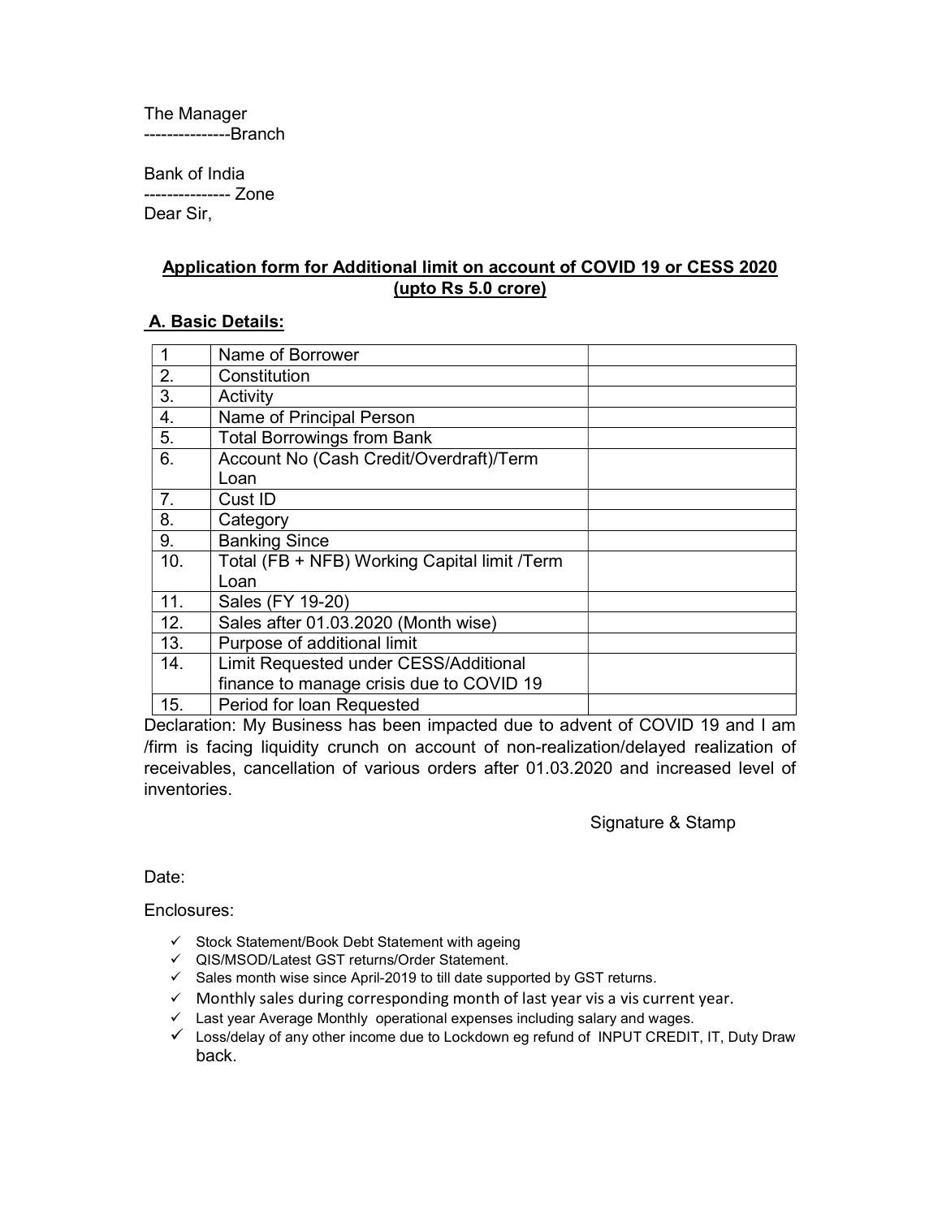The Manager
---------------Branch

Bank of India
--------------- Zone
Dear Sir,

**Application form for Additional limit on account of COVID 19 or CESS 2020 (upto Rs 5.0 crore)**

**A. Basic Details:**

| | | |
|---|---|---|
| 1 | Name of Borrower | |
| 2. | Constitution | |
| 3. | Activity | |
| 4. | Name of Principal Person | |
| 5. | Total Borrowings from Bank | |
| 6. | Account No (Cash Credit/Overdraft)/Term Loan | |
| 7. | Cust ID | |
| 8. | Category | |
| 9. | Banking Since | |
| 10. | Total (FB + NFB) Working Capital limit /Term Loan | |
| 11. | Sales (FY 19-20) | |
| 12. | Sales after 01.03.2020 (Month wise) | |
| 13. | Purpose of additional limit | |
| 14. | Limit Requested under CESS/Additional finance to manage crisis due to COVID 19 | |
| 15. | Period for loan Requested | |

Declaration: My Business has been impacted due to advent of COVID 19 and I am /firm is facing liquidity crunch on account of non-realization/delayed realization of receivables, cancellation of various orders after 01.03.2020 and increased level of inventories.

Signature & Stamp

Date:

Enclosures:

- ✓ Stock Statement/Book Debt Statement with ageing
- ✓ QIS/MSOD/Latest GST returns/Order Statement.
- ✓ Sales month wise since April-2019 to till date supported by GST returns.
- ✓ Monthly sales during corresponding month of last year vis a vis current year.
- ✓ Last year Average Monthly operational expenses including salary and wages.
- ✓ Loss/delay of any other income due to Lockdown eg refund of INPUT CREDIT, IT, Duty Draw back.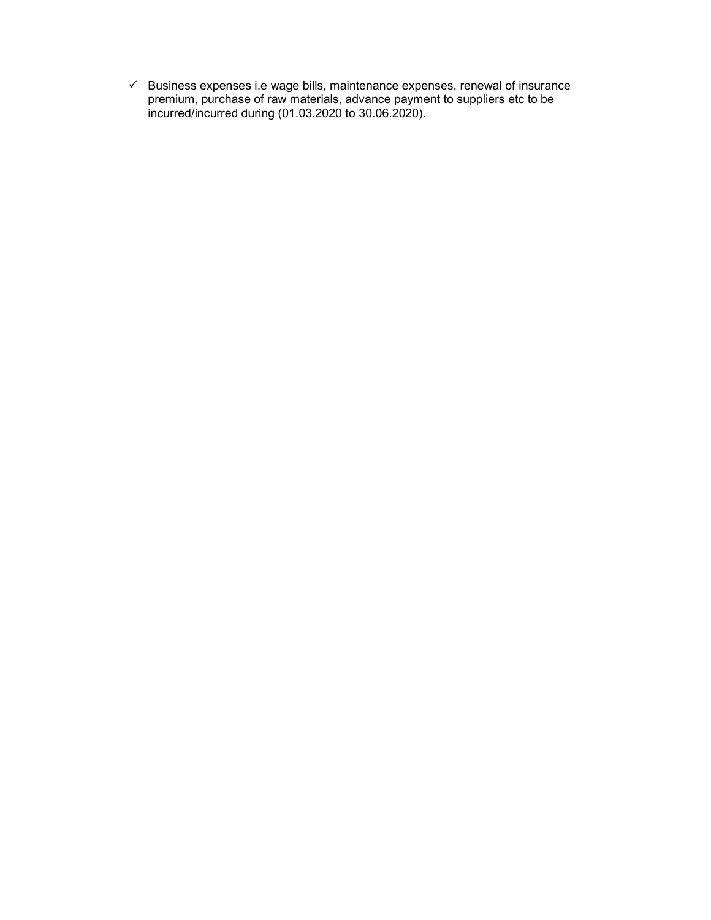- ✓ Business expenses i.e wage bills, maintenance expenses, renewal of insurance premium, purchase of raw materials, advance payment to suppliers etc to be incurred/incurred during (01.03.2020 to 30.06.2020).